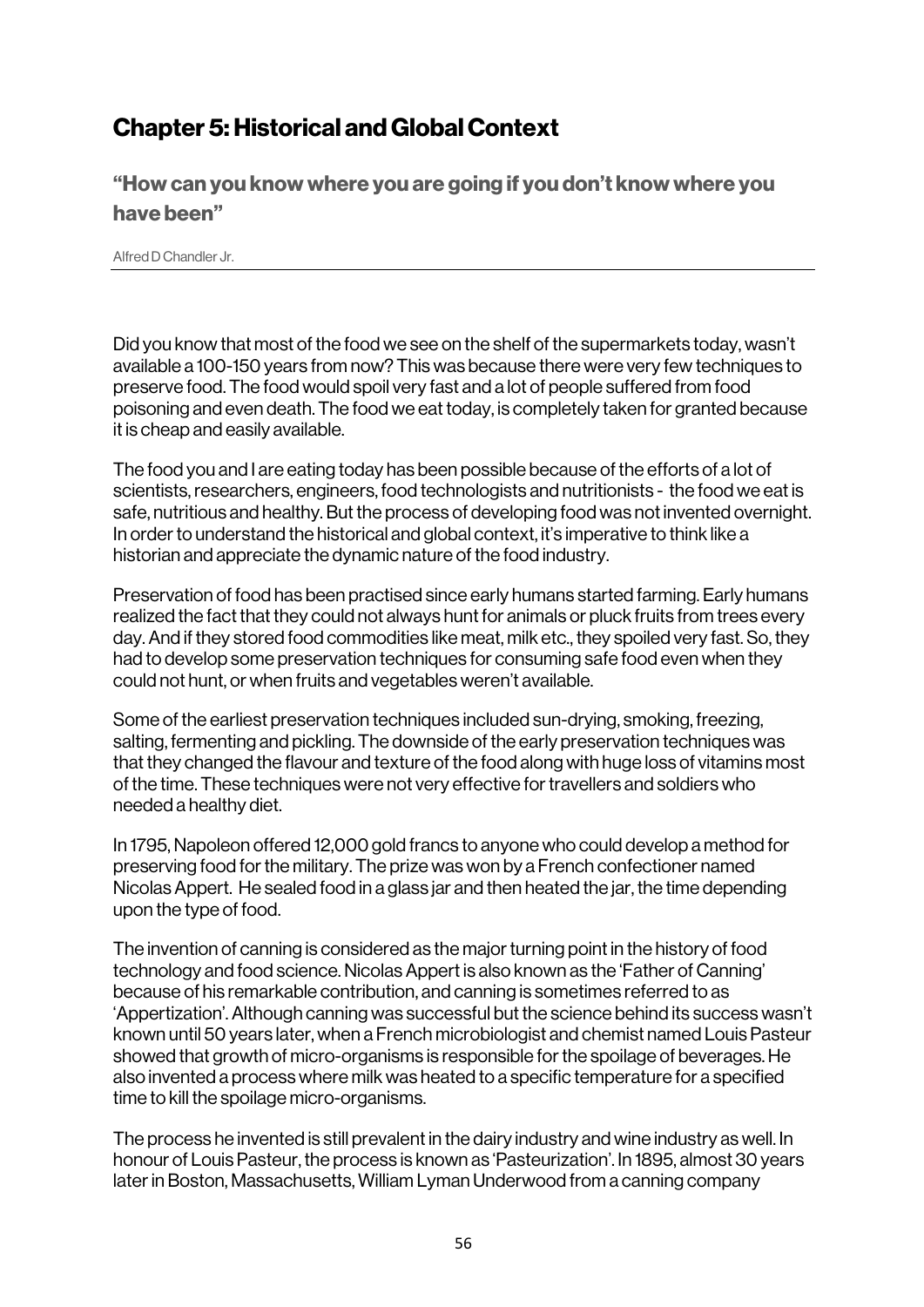# Chapter 5: Historical and Global Context

## "How can you know where you are going if you don't know where you have been"

Alfred D Chandler Jr.

---

Did you know that most of the food we see on the shelf of the supermarkets today, wasn't available a 100-150 years from now? This was because there were very few techniques to preserve food. The food would spoil very fast and a lot of people suffered from food poisoning and even death. The food we eat today, is completely taken for granted because it is cheap and easily available.

The food you and I are eating today has been possible because of the efforts of a lot of scientists, researchers, engineers, food technologists and nutritionists - the food we eat is safe, nutritious and healthy. But the process of developing food was not invented overnight. In order to understand the historical and global context, it's imperative to think like a historian and appreciate the dynamic nature of the food industry.

Preservation of food has been practised since early humans started farming. Early humans realized the fact that they could not always hunt for animals or pluck fruits from trees every day. And if they stored food commodities like meat, milk etc., they spoiled very fast. So, they had to develop some preservation techniques for consuming safe food even when they could not hunt, or when fruits and vegetables weren't available.

Some of the earliest preservation techniques included sun-drying, smoking, freezing, salting, fermenting and pickling. The downside of the early preservation techniques was that they changed the flavour and texture of the food along with huge loss of vitamins most of the time. These techniques were not very effective for travellers and soldiers who needed a healthy diet.

In 1795, Napoleon offered 12,000 gold francs to anyone who could develop a method for preserving food for the military. The prize was won by a French confectioner named Nicolas Appert. He sealed food in a glass jar and then heated the jar, the time depending upon the type of food.

The invention of canning is considered as the major turning point in the history of food technology and food science. Nicolas Appert is also known as the 'Father of Canning' because of his remarkable contribution, and canning is sometimes referred to as 'Appertization'. Although canning was successful but the science behind its success wasn't known until 50 years later, when a French microbiologist and chemist named Louis Pasteur showed that growth of micro-organisms is responsible for the spoilage of beverages. He also invented a process where milk was heated to a specific temperature for a specified time to kill the spoilage micro-organisms.

The process he invented is still prevalent in the dairy industry and wine industry as well. In honour of Louis Pasteur, the process is known as 'Pasteurization'. In 1895, almost 30 years later in Boston, Massachusetts, William Lyman Underwood from a canning company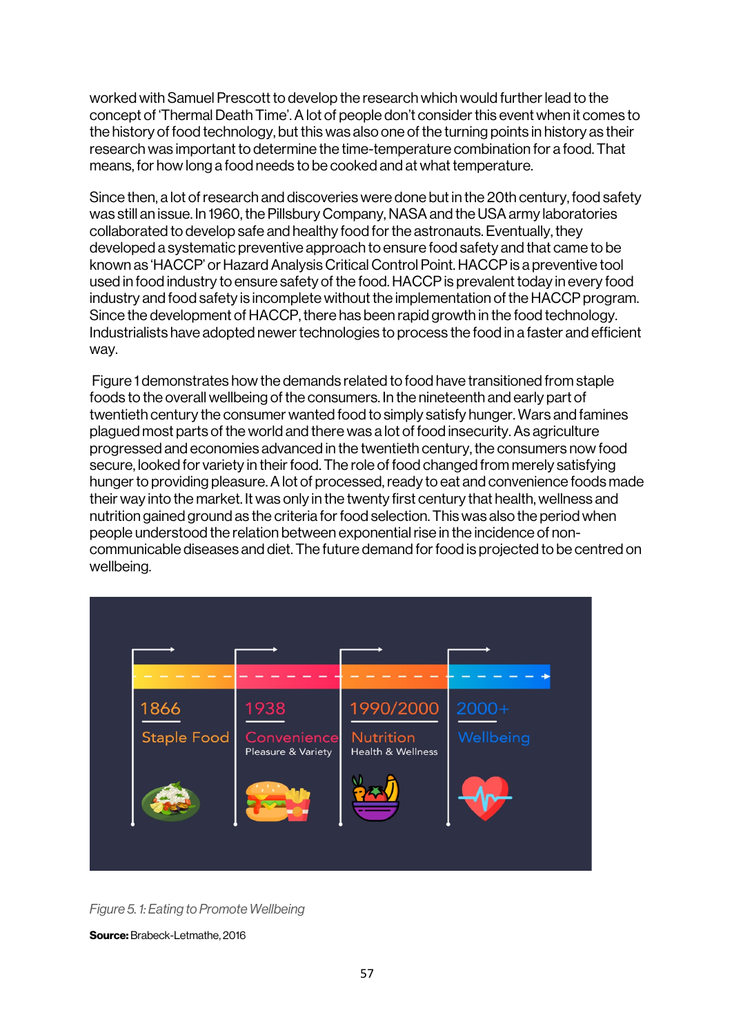worked with Samuel Prescott to develop the research which would further lead to the concept of 'Thermal Death Time'. A lot of people don't consider this event when it comes to the history of food technology, but this was also one of the turning points in history as their research was important to determine the time-temperature combination for a food. That means, for how long a food needs to be cooked and at what temperature.

Since then, a lot of research and discoveries were done but in the 20th century, food safety was still an issue. In 1960, the Pillsbury Company, NASA and the USA army laboratories collaborated to develop safe and healthy food for the astronauts. Eventually, they developed a systematic preventive approach to ensure food safety and that came to be known as 'HACCP' or Hazard Analysis Critical Control Point. HACCP is a preventive tool used in food industry to ensure safety of the food. HACCP is prevalent today in every food industry and food safety is incomplete without the implementation of the HACCP program. Since the development of HACCP, there has been rapid growth in the food technology. Industrialists have adopted newer technologies to process the food in a faster and efficient way.

Figure 1 demonstrates how the demands related to food have transitioned from staple foods to the overall wellbeing of the consumers. In the nineteenth and early part of twentieth century the consumer wanted food to simply satisfy hunger. Wars and famines plagued most parts of the world and there was a lot of food insecurity. As agriculture progressed and economies advanced in the twentieth century, the consumers now food secure, looked for variety in their food. The role of food changed from merely satisfying hunger to providing pleasure. A lot of processed, ready to eat and convenience foods made their way into the market. It was only in the twenty first century that health, wellness and nutrition gained ground as the criteria for food selection. This was also the period when people understood the relation between exponential rise in the incidence of non-communicable diseases and diet. The future demand for food is projected to be centred on wellbeing.

1866 Staple Food | 1938 Convenience Pleasure & Variety | 1990/2000 Nutrition Health & Wellness | 2000+ Wellbeing

*Figure 5. 1: Eating to Promote Wellbeing*

**Source:** Brabeck-Letmathe, 2016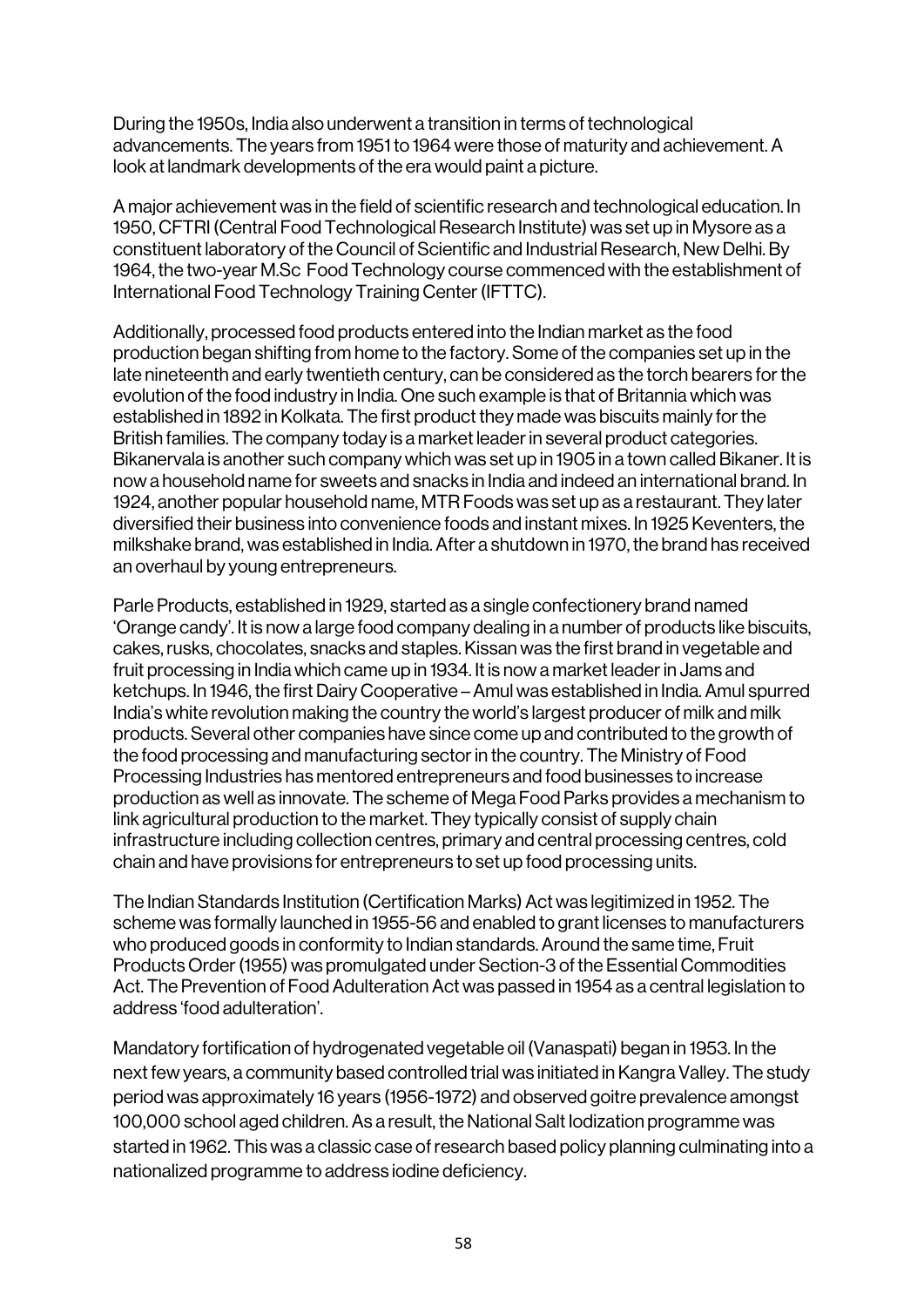During the 1950s, India also underwent a transition in terms of technological advancements. The years from 1951 to 1964 were those of maturity and achievement. A look at landmark developments of the era would paint a picture.

A major achievement was in the field of scientific research and technological education. In 1950, CFTRI (Central Food Technological Research Institute) was set up in Mysore as a constituent laboratory of the Council of Scientific and Industrial Research, New Delhi. By 1964, the two-year M.Sc Food Technology course commenced with the establishment of International Food Technology Training Center (IFTTC).

Additionally, processed food products entered into the Indian market as the food production began shifting from home to the factory. Some of the companies set up in the late nineteenth and early twentieth century, can be considered as the torch bearers for the evolution of the food industry in India. One such example is that of Britannia which was established in 1892 in Kolkata. The first product they made was biscuits mainly for the British families. The company today is a market leader in several product categories. Bikanervala is another such company which was set up in 1905 in a town called Bikaner. It is now a household name for sweets and snacks in India and indeed an international brand. In 1924, another popular household name, MTR Foods was set up as a restaurant. They later diversified their business into convenience foods and instant mixes. In 1925 Keventers, the milkshake brand, was established in India. After a shutdown in 1970, the brand has received an overhaul by young entrepreneurs.

Parle Products, established in 1929, started as a single confectionery brand named 'Orange candy'. It is now a large food company dealing in a number of products like biscuits, cakes, rusks, chocolates, snacks and staples. Kissan was the first brand in vegetable and fruit processing in India which came up in 1934. It is now a market leader in Jams and ketchups. In 1946, the first Dairy Cooperative – Amul was established in India. Amul spurred India's white revolution making the country the world's largest producer of milk and milk products. Several other companies have since come up and contributed to the growth of the food processing and manufacturing sector in the country. The Ministry of Food Processing Industries has mentored entrepreneurs and food businesses to increase production as well as innovate. The scheme of Mega Food Parks provides a mechanism to link agricultural production to the market. They typically consist of supply chain infrastructure including collection centres, primary and central processing centres, cold chain and have provisions for entrepreneurs to set up food processing units.

The Indian Standards Institution (Certification Marks) Act was legitimized in 1952. The scheme was formally launched in 1955-56 and enabled to grant licenses to manufacturers who produced goods in conformity to Indian standards. Around the same time, Fruit Products Order (1955) was promulgated under Section-3 of the Essential Commodities Act. The Prevention of Food Adulteration Act was passed in 1954 as a central legislation to address 'food adulteration'.

Mandatory fortification of hydrogenated vegetable oil (Vanaspati) began in 1953. In the next few years, a community based controlled trial was initiated in Kangra Valley. The study period was approximately 16 years (1956-1972) and observed goitre prevalence amongst 100,000 school aged children. As a result, the National Salt Iodization programme was started in 1962. This was a classic case of research based policy planning culminating into a nationalized programme to address iodine deficiency.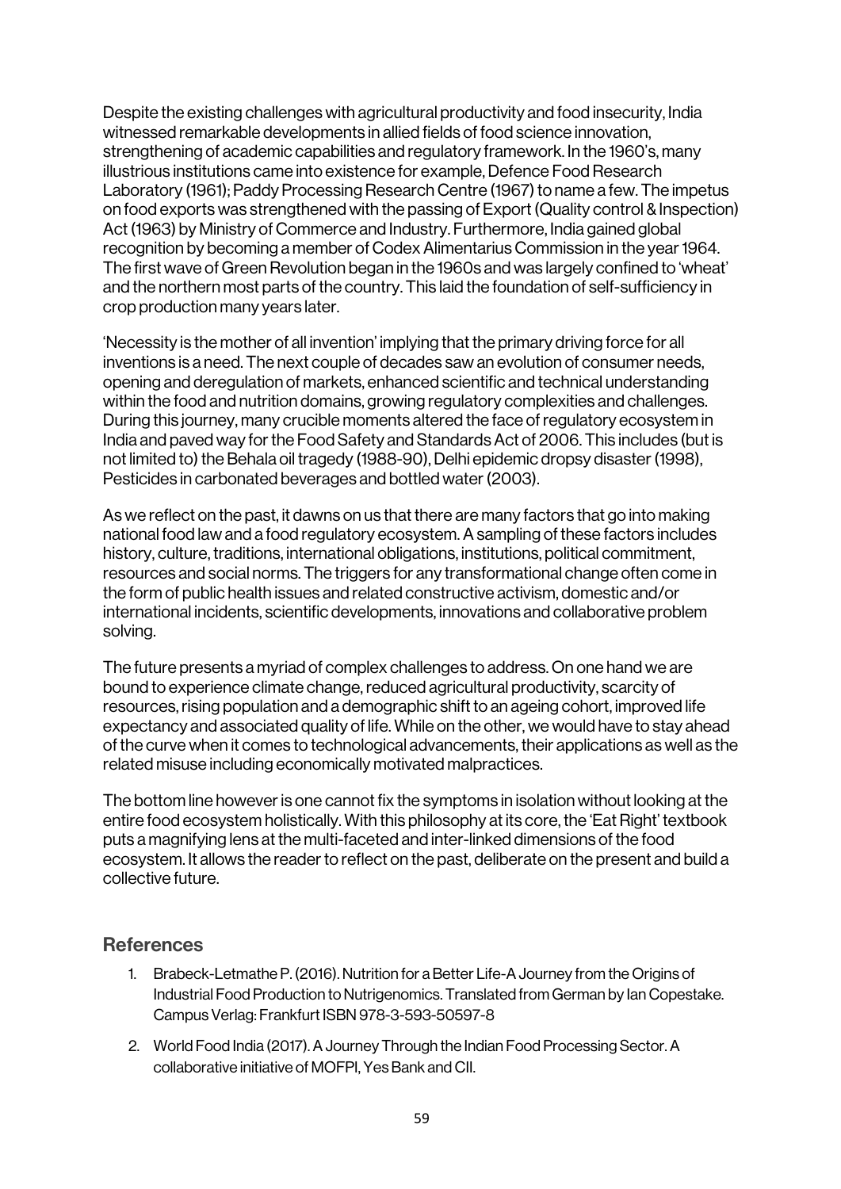Despite the existing challenges with agricultural productivity and food insecurity, India witnessed remarkable developments in allied fields of food science innovation, strengthening of academic capabilities and regulatory framework. In the 1960's, many illustrious institutions came into existence for example, Defence Food Research Laboratory (1961); Paddy Processing Research Centre (1967) to name a few. The impetus on food exports was strengthened with the passing of Export (Quality control & Inspection) Act (1963) by Ministry of Commerce and Industry. Furthermore, India gained global recognition by becoming a member of Codex Alimentarius Commission in the year 1964. The first wave of Green Revolution began in the 1960s and was largely confined to 'wheat' and the northern most parts of the country. This laid the foundation of self-sufficiency in crop production many years later.

'Necessity is the mother of all invention' implying that the primary driving force for all inventions is a need. The next couple of decades saw an evolution of consumer needs, opening and deregulation of markets, enhanced scientific and technical understanding within the food and nutrition domains, growing regulatory complexities and challenges. During this journey, many crucible moments altered the face of regulatory ecosystem in India and paved way for the Food Safety and Standards Act of 2006. This includes (but is not limited to) the Behala oil tragedy (1988-90), Delhi epidemic dropsy disaster (1998), Pesticides in carbonated beverages and bottled water (2003).

As we reflect on the past, it dawns on us that there are many factors that go into making national food law and a food regulatory ecosystem. A sampling of these factors includes history, culture, traditions, international obligations, institutions, political commitment, resources and social norms. The triggers for any transformational change often come in the form of public health issues and related constructive activism, domestic and/or international incidents, scientific developments, innovations and collaborative problem solving.

The future presents a myriad of complex challenges to address. On one hand we are bound to experience climate change, reduced agricultural productivity, scarcity of resources, rising population and a demographic shift to an ageing cohort, improved life expectancy and associated quality of life. While on the other, we would have to stay ahead of the curve when it comes to technological advancements, their applications as well as the related misuse including economically motivated malpractices.

The bottom line however is one cannot fix the symptoms in isolation without looking at the entire food ecosystem holistically. With this philosophy at its core, the 'Eat Right' textbook puts a magnifying lens at the multi-faceted and inter-linked dimensions of the food ecosystem. It allows the reader to reflect on the past, deliberate on the present and build a collective future.

## References

1. Brabeck-Letmathe P. (2016). Nutrition for a Better Life-A Journey from the Origins of Industrial Food Production to Nutrigenomics. Translated from German by Ian Copestake. Campus Verlag: Frankfurt ISBN 978-3-593-50597-8
2. World Food India (2017). A Journey Through the Indian Food Processing Sector. A collaborative initiative of MOFPI, Yes Bank and CII.